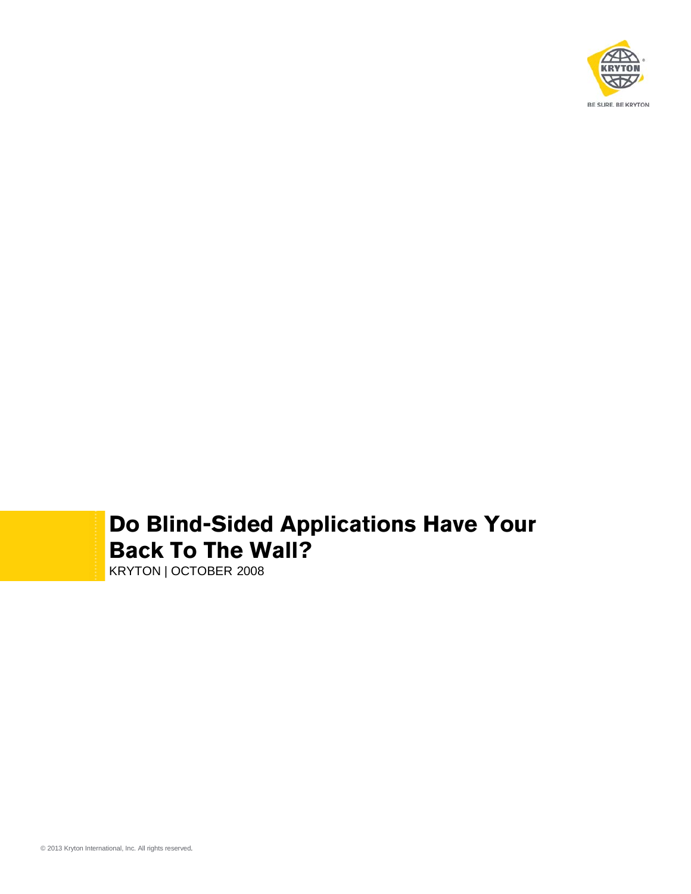# Do Blind-Sided Applications Have Your Back To The Wall?

KRYTON | OCTOBER 2008

© 2013 Kryton International, Inc. All rights reserved.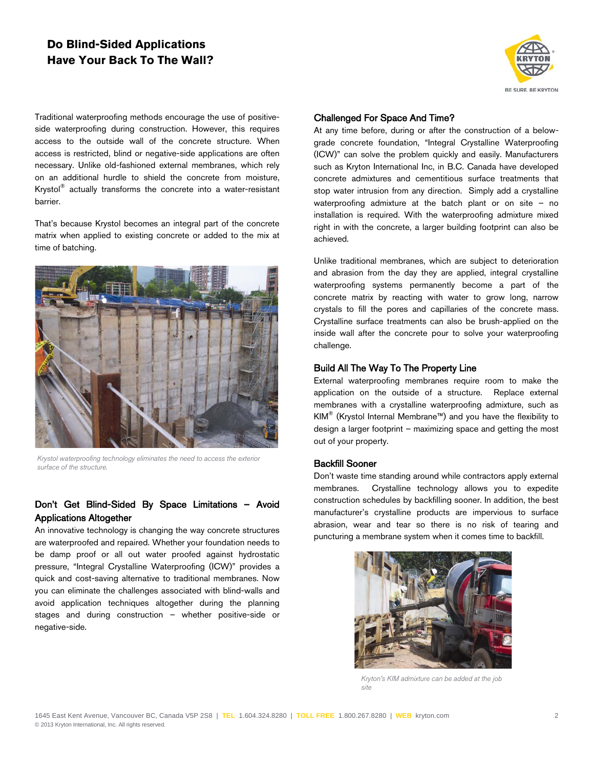# Do Blind-Sided Applications Have Your Back To The Wall?

Traditional waterproofing methods encourage the use of positive-side waterproofing during construction. However, this requires access to the outside wall of the concrete structure. When access is restricted, blind or negative-side applications are often necessary. Unlike old-fashioned external membranes, which rely on an additional hurdle to shield the concrete from moisture, Krystol® actually transforms the concrete into a water-resistant barrier.

That's because Krystol becomes an integral part of the concrete matrix when applied to existing concrete or added to the mix at time of batching.

*Krystol waterproofing technology eliminates the need to access the exterior surface of the structure.*

## Don't Get Blind-Sided By Space Limitations – Avoid Applications Altogether

An innovative technology is changing the way concrete structures are waterproofed and repaired. Whether your foundation needs to be damp proof or all out water proofed against hydrostatic pressure, "Integral Crystalline Waterproofing (ICW)" provides a quick and cost-saving alternative to traditional membranes. Now you can eliminate the challenges associated with blind-walls and avoid application techniques altogether during the planning stages and during construction – whether positive-side or negative-side.

## Challenged For Space And Time?

At any time before, during or after the construction of a below-grade concrete foundation, "Integral Crystalline Waterproofing (ICW)" can solve the problem quickly and easily. Manufacturers such as Kryton International Inc, in B.C. Canada have developed concrete admixtures and cementitious surface treatments that stop water intrusion from any direction. Simply add a crystalline waterproofing admixture at the batch plant or on site – no installation is required. With the waterproofing admixture mixed right in with the concrete, a larger building footprint can also be achieved.

Unlike traditional membranes, which are subject to deterioration and abrasion from the day they are applied, integral crystalline waterproofing systems permanently become a part of the concrete matrix by reacting with water to grow long, narrow crystals to fill the pores and capillaries of the concrete mass. Crystalline surface treatments can also be brush-applied on the inside wall after the concrete pour to solve your waterproofing challenge.

## Build All The Way To The Property Line

External waterproofing membranes require room to make the application on the outside of a structure. Replace external membranes with a crystalline waterproofing admixture, such as KIM® (Krystol Internal Membrane™) and you have the flexibility to design a larger footprint – maximizing space and getting the most out of your property.

## Backfill Sooner

Don't waste time standing around while contractors apply external membranes. Crystalline technology allows you to expedite construction schedules by backfilling sooner. In addition, the best manufacturer's crystalline products are impervious to surface abrasion, wear and tear so there is no risk of tearing and puncturing a membrane system when it comes time to backfill.

*Kryton's KIM admixture can be added at the job site*

1645 East Kent Avenue, Vancouver BC, Canada V5P 2S8 | TEL 1.604.324.8280 | TOLL FREE 1.800.267.8280 | WEB kryton.com

© 2013 Kryton International, Inc. All rights reserved.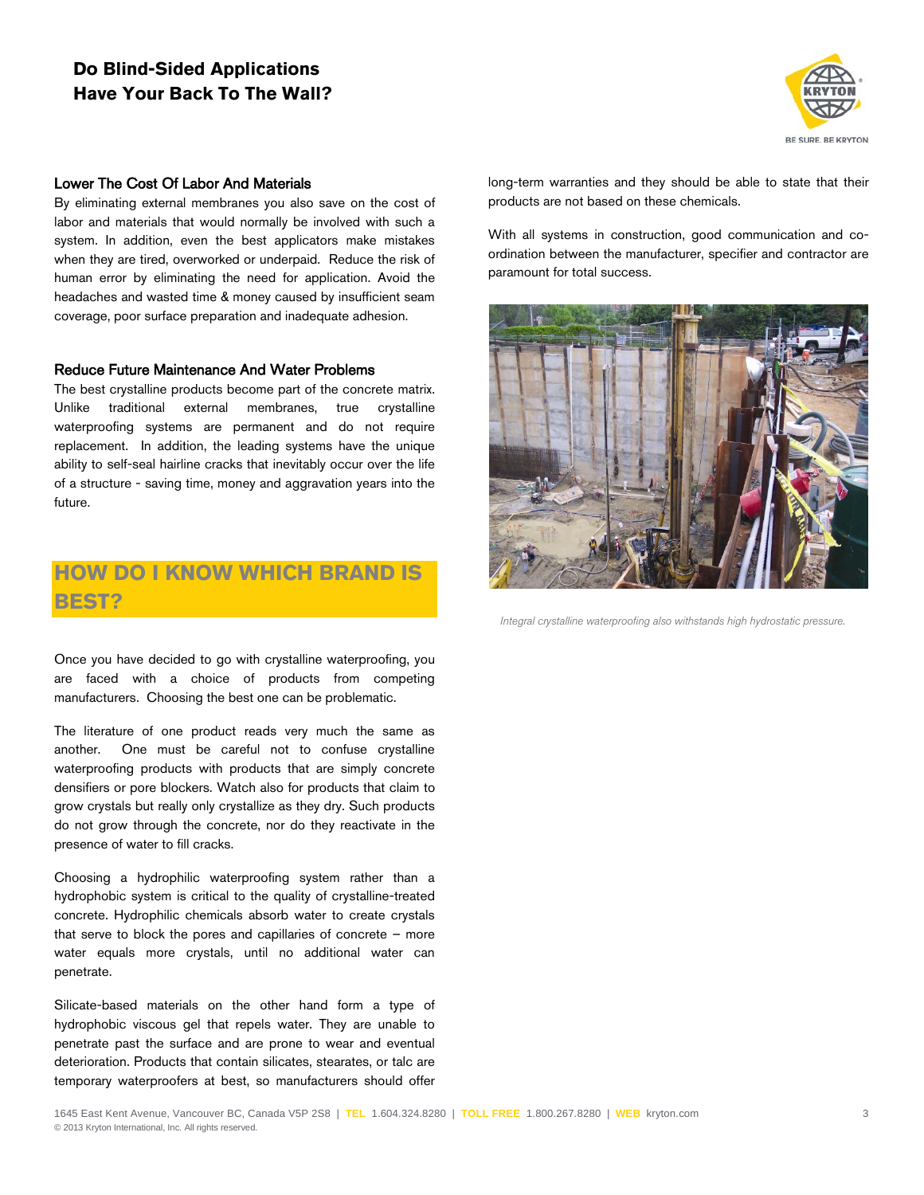### Lower The Cost Of Labor And Materials

By eliminating external membranes you also save on the cost of labor and materials that would normally be involved with such a system. In addition, even the best applicators make mistakes when they are tired, overworked or underpaid. Reduce the risk of human error by eliminating the need for application. Avoid the headaches and wasted time & money caused by insufficient seam coverage, poor surface preparation and inadequate adhesion.

### Reduce Future Maintenance And Water Problems

The best crystalline products become part of the concrete matrix. Unlike traditional external membranes, true crystalline waterproofing systems are permanent and do not require replacement. In addition, the leading systems have the unique ability to self-seal hairline cracks that inevitably occur over the life of a structure - saving time, money and aggravation years into the future.

## HOW DO I KNOW WHICH BRAND IS BEST?

Once you have decided to go with crystalline waterproofing, you are faced with a choice of products from competing manufacturers. Choosing the best one can be problematic.

The literature of one product reads very much the same as another. One must be careful not to confuse crystalline waterproofing products with products that are simply concrete densifiers or pore blockers. Watch also for products that claim to grow crystals but really only crystallize as they dry. Such products do not grow through the concrete, nor do they reactivate in the presence of water to fill cracks.

Choosing a hydrophilic waterproofing system rather than a hydrophobic system is critical to the quality of crystalline-treated concrete. Hydrophilic chemicals absorb water to create crystals that serve to block the pores and capillaries of concrete – more water equals more crystals, until no additional water can penetrate.

Silicate-based materials on the other hand form a type of hydrophobic viscous gel that repels water. They are unable to penetrate past the surface and are prone to wear and eventual deterioration. Products that contain silicates, stearates, or talc are temporary waterproofers at best, so manufacturers should offer long-term warranties and they should be able to state that their products are not based on these chemicals.

With all systems in construction, good communication and co-ordination between the manufacturer, specifier and contractor are paramount for total success.

*Integral crystalline waterproofing also withstands high hydrostatic pressure.*

1645 East Kent Avenue, Vancouver BC, Canada V5P 2S8 | TEL 1.604.324.8280 | TOLL FREE 1.800.267.8280 | WEB kryton.com
© 2013 Kryton International, Inc. All rights reserved.